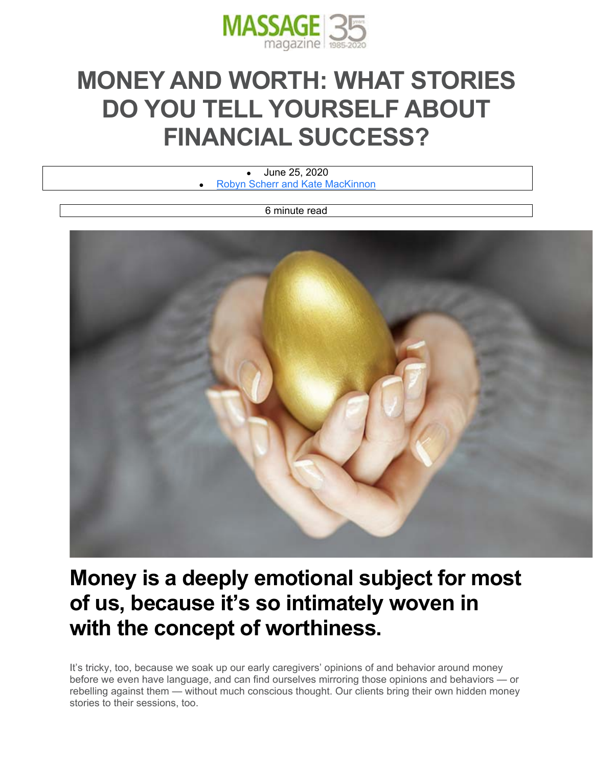# MONEY AND WORTH: WHAT STORIES DO YOU TELL YOURSELF ABOUT FINANCIAL SUCCESS?

- June 25, 2020
- Robyn Scherr and Kate MacKinnon

6 minute read

## Money is a deeply emotional subject for most of us, because it's so intimately woven in with the concept of worthiness.

It's tricky, too, because we soak up our early caregivers' opinions of and behavior around money before we even have language, and can find ourselves mirroring those opinions and behaviors — or rebelling against them — without much conscious thought. Our clients bring their own hidden money stories to their sessions, too.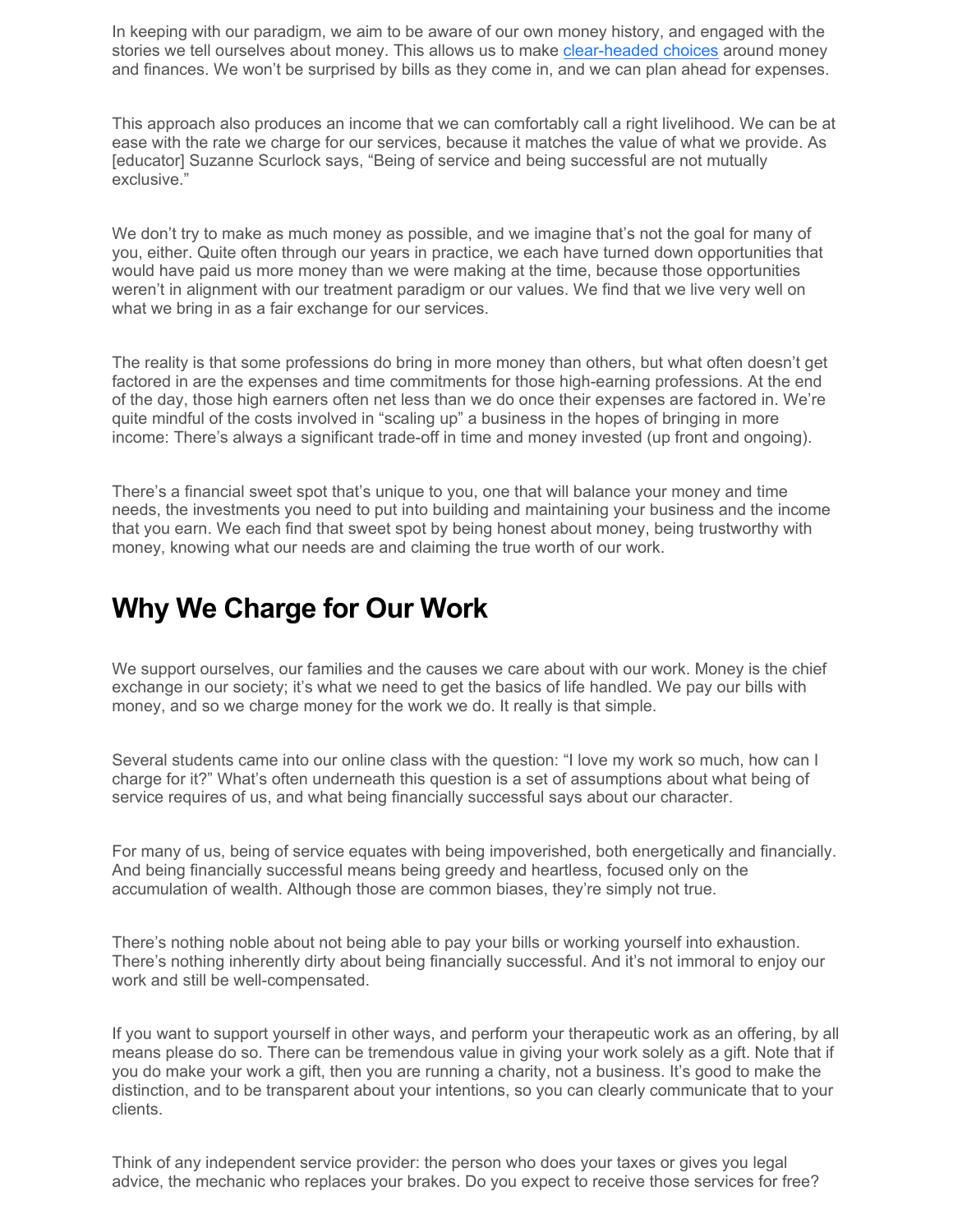In keeping with our paradigm, we aim to be aware of our own money history, and engaged with the stories we tell ourselves about money. This allows us to make [clear-headed choices] around money and finances. We won't be surprised by bills as they come in, and we can plan ahead for expenses.

This approach also produces an income that we can comfortably call a right livelihood. We can be at ease with the rate we charge for our services, because it matches the value of what we provide. As [educator] Suzanne Scurlock says, "Being of service and being successful are not mutually exclusive."

We don't try to make as much money as possible, and we imagine that's not the goal for many of you, either. Quite often through our years in practice, we each have turned down opportunities that would have paid us more money than we were making at the time, because those opportunities weren't in alignment with our treatment paradigm or our values. We find that we live very well on what we bring in as a fair exchange for our services.

The reality is that some professions do bring in more money than others, but what often doesn't get factored in are the expenses and time commitments for those high-earning professions. At the end of the day, those high earners often net less than we do once their expenses are factored in. We're quite mindful of the costs involved in "scaling up" a business in the hopes of bringing in more income: There's always a significant trade-off in time and money invested (up front and ongoing).

There's a financial sweet spot that's unique to you, one that will balance your money and time needs, the investments you need to put into building and maintaining your business and the income that you earn. We each find that sweet spot by being honest about money, being trustworthy with money, knowing what our needs are and claiming the true worth of our work.

## Why We Charge for Our Work

We support ourselves, our families and the causes we care about with our work. Money is the chief exchange in our society; it's what we need to get the basics of life handled. We pay our bills with money, and so we charge money for the work we do. It really is that simple.

Several students came into our online class with the question: "I love my work so much, how can I charge for it?" What's often underneath this question is a set of assumptions about what being of service requires of us, and what being financially successful says about our character.

For many of us, being of service equates with being impoverished, both energetically and financially. And being financially successful means being greedy and heartless, focused only on the accumulation of wealth. Although those are common biases, they're simply not true.

There's nothing noble about not being able to pay your bills or working yourself into exhaustion. There's nothing inherently dirty about being financially successful. And it's not immoral to enjoy our work and still be well-compensated.

If you want to support yourself in other ways, and perform your therapeutic work as an offering, by all means please do so. There can be tremendous value in giving your work solely as a gift. Note that if you do make your work a gift, then you are running a charity, not a business. It's good to make the distinction, and to be transparent about your intentions, so you can clearly communicate that to your clients.

Think of any independent service provider: the person who does your taxes or gives you legal advice, the mechanic who replaces your brakes. Do you expect to receive those services for free?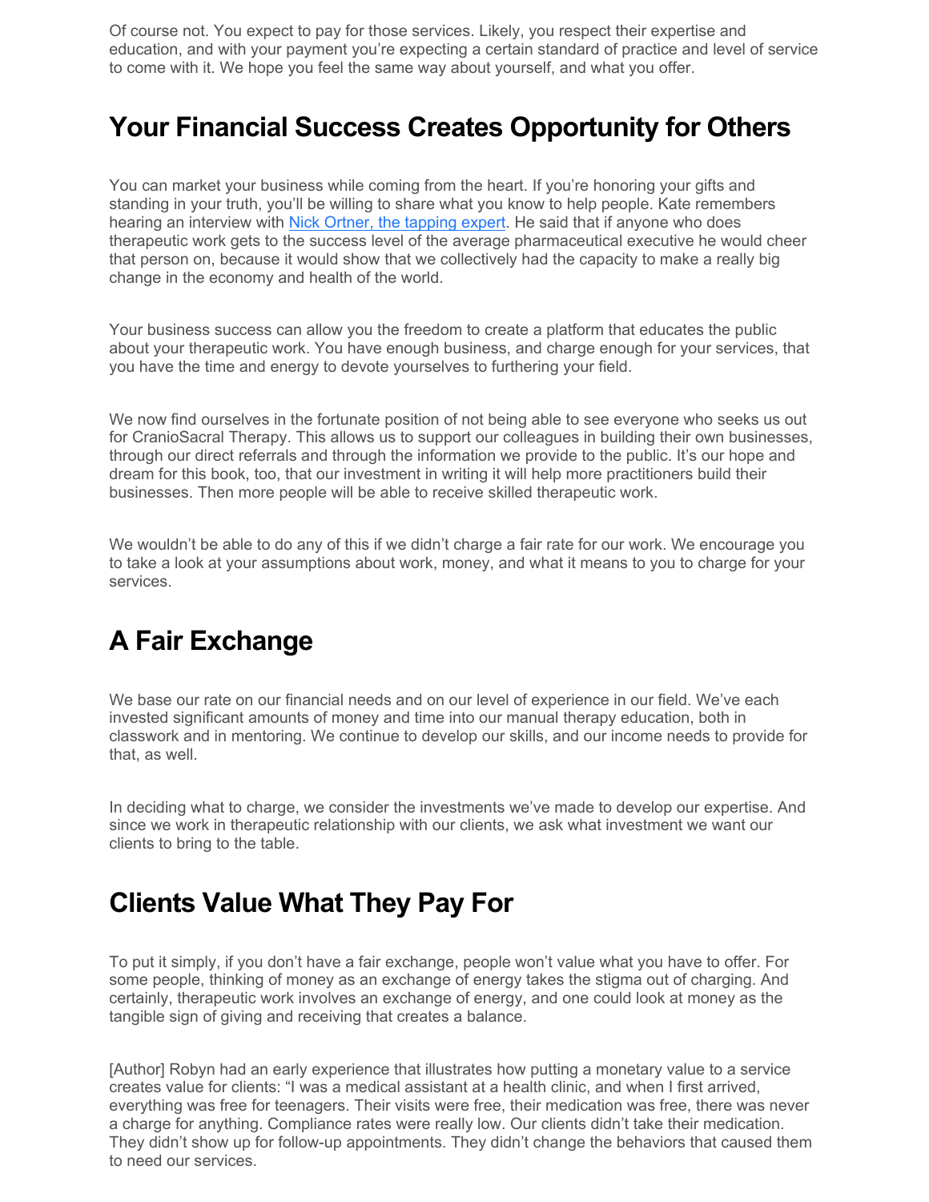Of course not. You expect to pay for those services. Likely, you respect their expertise and education, and with your payment you're expecting a certain standard of practice and level of service to come with it. We hope you feel the same way about yourself, and what you offer.

## Your Financial Success Creates Opportunity for Others

You can market your business while coming from the heart. If you're honoring your gifts and standing in your truth, you'll be willing to share what you know to help people. Kate remembers hearing an interview with [Nick Ortner, the tapping expert](). He said that if anyone who does therapeutic work gets to the success level of the average pharmaceutical executive he would cheer that person on, because it would show that we collectively had the capacity to make a really big change in the economy and health of the world.

Your business success can allow you the freedom to create a platform that educates the public about your therapeutic work. You have enough business, and charge enough for your services, that you have the time and energy to devote yourselves to furthering your field.

We now find ourselves in the fortunate position of not being able to see everyone who seeks us out for CranioSacral Therapy. This allows us to support our colleagues in building their own businesses, through our direct referrals and through the information we provide to the public. It's our hope and dream for this book, too, that our investment in writing it will help more practitioners build their businesses. Then more people will be able to receive skilled therapeutic work.

We wouldn't be able to do any of this if we didn't charge a fair rate for our work. We encourage you to take a look at your assumptions about work, money, and what it means to you to charge for your services.

## A Fair Exchange

We base our rate on our financial needs and on our level of experience in our field. We've each invested significant amounts of money and time into our manual therapy education, both in classwork and in mentoring. We continue to develop our skills, and our income needs to provide for that, as well.

In deciding what to charge, we consider the investments we've made to develop our expertise. And since we work in therapeutic relationship with our clients, we ask what investment we want our clients to bring to the table.

## Clients Value What They Pay For

To put it simply, if you don't have a fair exchange, people won't value what you have to offer. For some people, thinking of money as an exchange of energy takes the stigma out of charging. And certainly, therapeutic work involves an exchange of energy, and one could look at money as the tangible sign of giving and receiving that creates a balance.

[Author] Robyn had an early experience that illustrates how putting a monetary value to a service creates value for clients: "I was a medical assistant at a health clinic, and when I first arrived, everything was free for teenagers. Their visits were free, their medication was free, there was never a charge for anything. Compliance rates were really low. Our clients didn't take their medication. They didn't show up for follow-up appointments. They didn't change the behaviors that caused them to need our services.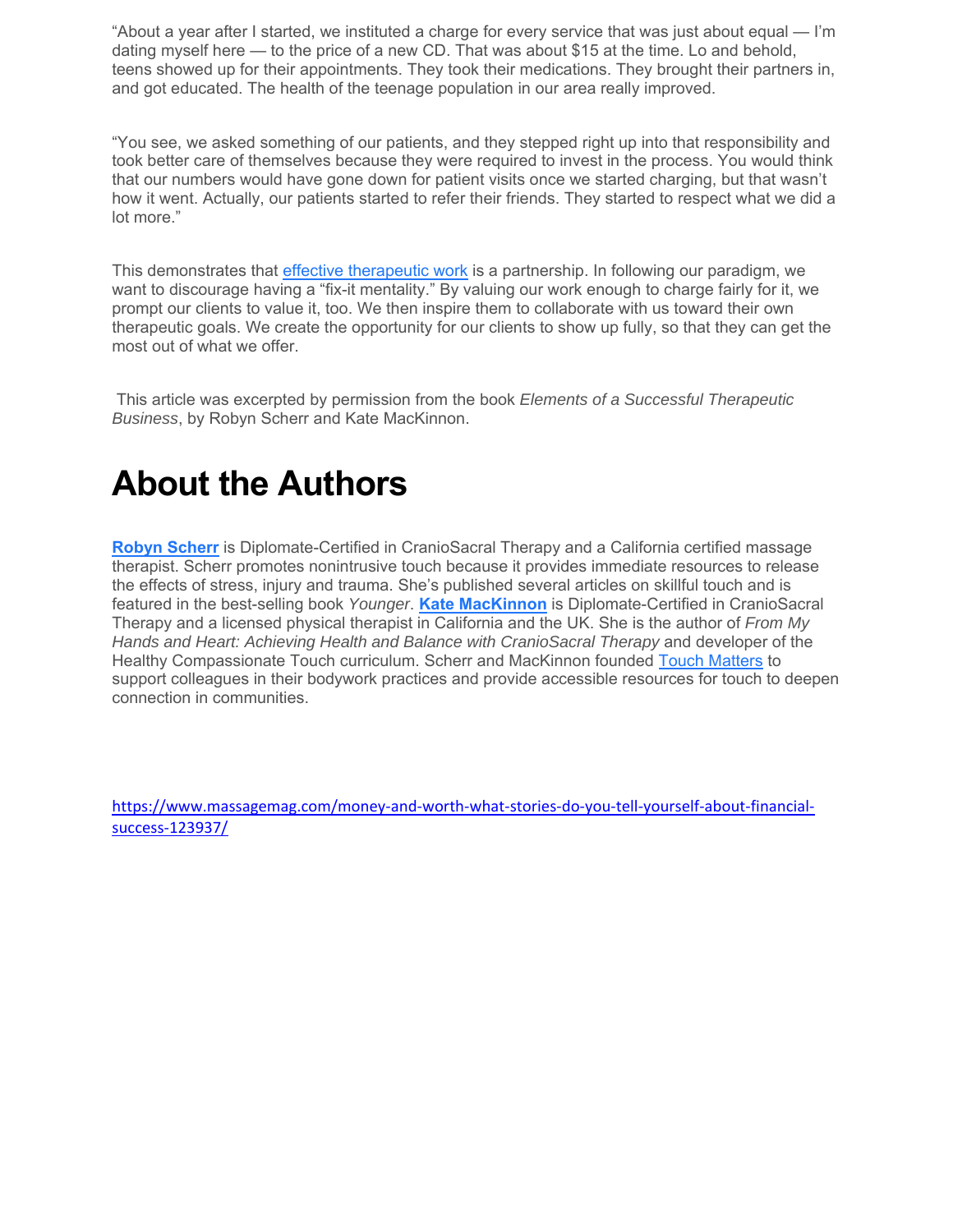"About a year after I started, we instituted a charge for every service that was just about equal — I'm dating myself here — to the price of a new CD. That was about $15 at the time. Lo and behold, teens showed up for their appointments. They took their medications. They brought their partners in, and got educated. The health of the teenage population in our area really improved.

"You see, we asked something of our patients, and they stepped right up into that responsibility and took better care of themselves because they were required to invest in the process. You would think that our numbers would have gone down for patient visits once we started charging, but that wasn't how it went. Actually, our patients started to refer their friends. They started to respect what we did a lot more."

This demonstrates that [effective therapeutic work] is a partnership. In following our paradigm, we want to discourage having a "fix-it mentality." By valuing our work enough to charge fairly for it, we prompt our clients to value it, too. We then inspire them to collaborate with us toward their own therapeutic goals. We create the opportunity for our clients to show up fully, so that they can get the most out of what we offer.

This article was excerpted by permission from the book *Elements of a Successful Therapeutic Business*, by Robyn Scherr and Kate MacKinnon.

# About the Authors

**Robyn Scherr** is Diplomate-Certified in CranioSacral Therapy and a California certified massage therapist. Scherr promotes nonintrusive touch because it provides immediate resources to release the effects of stress, injury and trauma. She's published several articles on skillful touch and is featured in the best-selling book *Younger*. **Kate MacKinnon** is Diplomate-Certified in CranioSacral Therapy and a licensed physical therapist in California and the UK. She is the author of *From My Hands and Heart: Achieving Health and Balance with CranioSacral Therapy* and developer of the Healthy Compassionate Touch curriculum. Scherr and MacKinnon founded Touch Matters to support colleagues in their bodywork practices and provide accessible resources for touch to deepen connection in communities.

https://www.massagemag.com/money-and-worth-what-stories-do-you-tell-yourself-about-financial-success-123937/